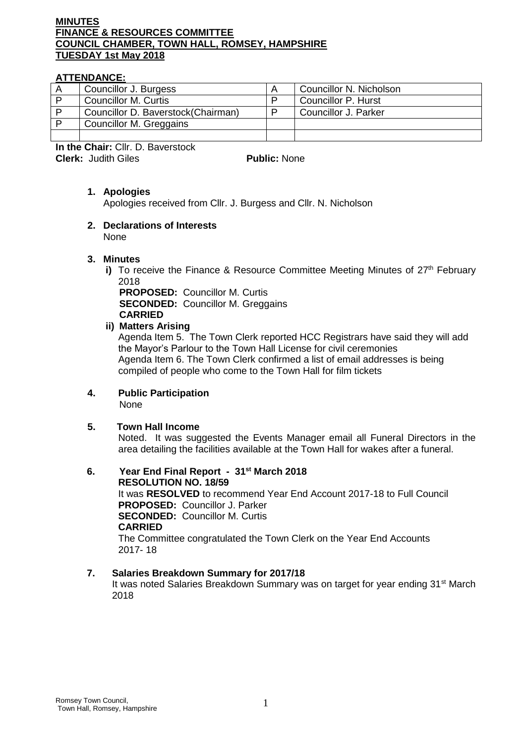**MINUTES**
**FINANCE & RESOURCES COMMITTEE**
**COUNCIL CHAMBER, TOWN HALL, ROMSEY, HAMPSHIRE**
**TUESDAY 1st May 2018**

**ATTENDANCE:**

| | | | |
|---|---|---|---|
| A | Councillor J. Burgess | A | Councillor N. Nicholson |
| P | Councillor M. Curtis | P | Councillor P. Hurst |
| P | Councillor D. Baverstock(Chairman) | P | Councillor J. Parker |
| P | Councillor M. Greggains | | |
| | | | |

**In the Chair:** Cllr. D. Baverstock
**Clerk:** Judith Giles **Public:** None

1. **Apologies**
   Apologies received from Cllr. J. Burgess and Cllr. N. Nicholson

2. **Declarations of Interests**
   None

3. **Minutes**
   **i)** To receive the Finance & Resource Committee Meeting Minutes of 27th February 2018
   **PROPOSED:** Councillor M. Curtis
   **SECONDED:** Councillor M. Greggains
   **CARRIED**

   **ii) Matters Arising**
   Agenda Item 5. The Town Clerk reported HCC Registrars have said they will add the Mayor's Parlour to the Town Hall License for civil ceremonies
   Agenda Item 6. The Town Clerk confirmed a list of email addresses is being compiled of people who come to the Town Hall for film tickets

4. **Public Participation**
   None

5. **Town Hall Income**
   Noted. It was suggested the Events Manager email all Funeral Directors in the area detailing the facilities available at the Town Hall for wakes after a funeral.

6. **Year End Final Report - 31st March 2018**
   **RESOLUTION NO. 18/59**
   It was **RESOLVED** to recommend Year End Account 2017-18 to Full Council
   **PROPOSED:** Councillor J. Parker
   **SECONDED:** Councillor M. Curtis
   **CARRIED**
   The Committee congratulated the Town Clerk on the Year End Accounts 2017- 18

7. **Salaries Breakdown Summary for 2017/18**
   It was noted Salaries Breakdown Summary was on target for year ending 31st March 2018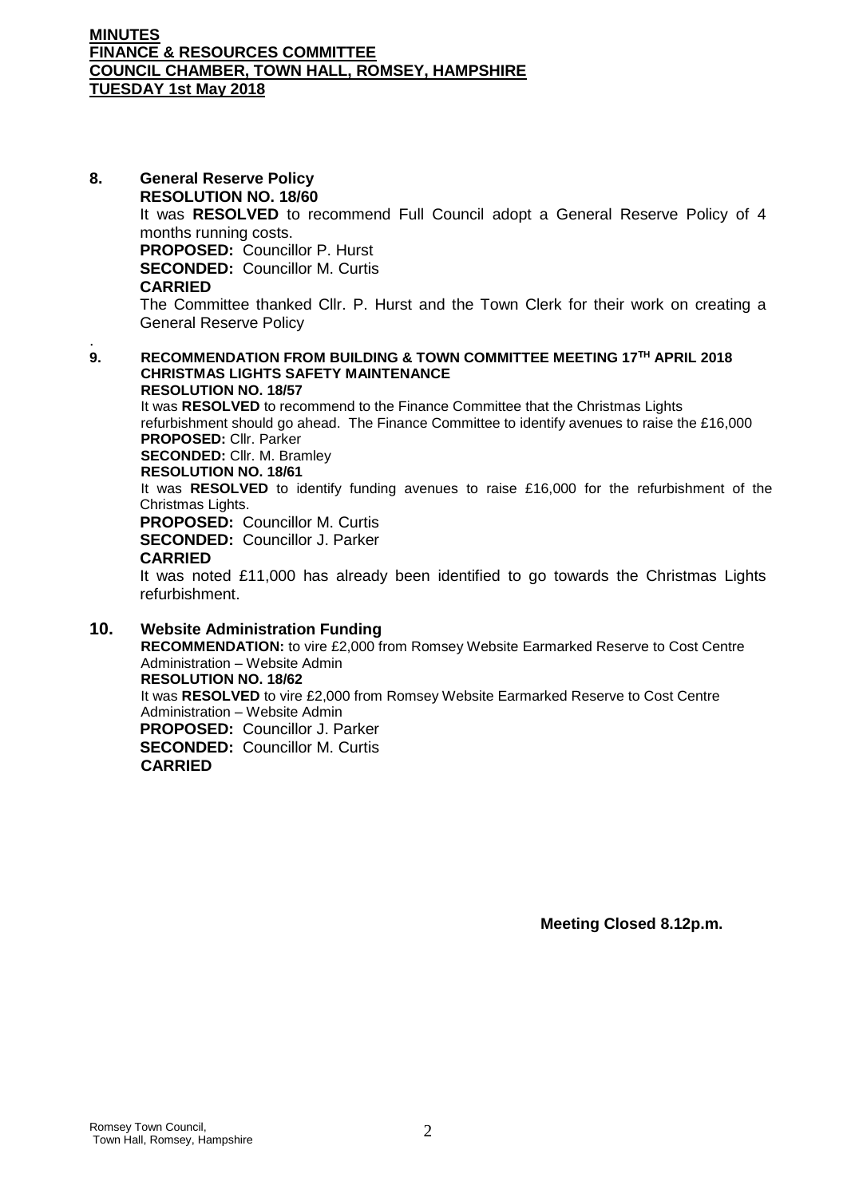**MINUTES**
**FINANCE & RESOURCES COMMITTEE**
**COUNCIL CHAMBER, TOWN HALL, ROMSEY, HAMPSHIRE**
**TUESDAY 1st May 2018**

## 8. General Reserve Policy

**RESOLUTION NO. 18/60**

It was **RESOLVED** to recommend Full Council adopt a General Reserve Policy of 4 months running costs.

**PROPOSED:** Councillor P. Hurst
**SECONDED:** Councillor M. Curtis
**CARRIED**

The Committee thanked Cllr. P. Hurst and the Town Clerk for their work on creating a General Reserve Policy

.

## 9. RECOMMENDATION FROM BUILDING & TOWN COMMITTEE MEETING 17TH APRIL 2018 CHRISTMAS LIGHTS SAFETY MAINTENANCE

**RESOLUTION NO. 18/57**

It was **RESOLVED** to recommend to the Finance Committee that the Christmas Lights refurbishment should go ahead. The Finance Committee to identify avenues to raise the £16,000

**PROPOSED:** Cllr. Parker
**SECONDED:** Cllr. M. Bramley

**RESOLUTION NO. 18/61**

It was **RESOLVED** to identify funding avenues to raise £16,000 for the refurbishment of the Christmas Lights.

**PROPOSED:** Councillor M. Curtis
**SECONDED:** Councillor J. Parker
**CARRIED**

It was noted £11,000 has already been identified to go towards the Christmas Lights refurbishment.

## 10. Website Administration Funding

**RECOMMENDATION:** to vire £2,000 from Romsey Website Earmarked Reserve to Cost Centre Administration – Website Admin

**RESOLUTION NO. 18/62**

It was **RESOLVED** to vire £2,000 from Romsey Website Earmarked Reserve to Cost Centre Administration – Website Admin

**PROPOSED:** Councillor J. Parker
**SECONDED:** Councillor M. Curtis
**CARRIED**

**Meeting Closed 8.12p.m.**